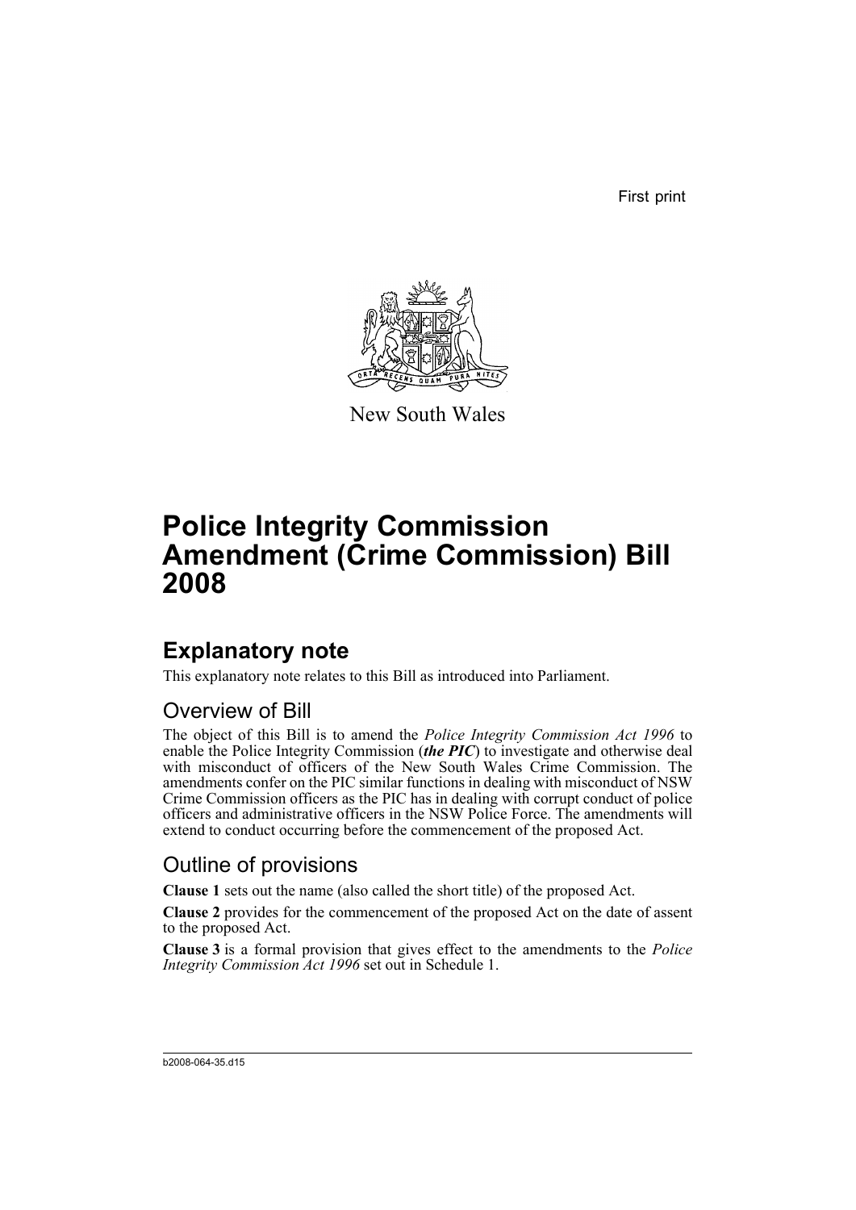First print

New South Wales

# Police Integrity Commission Amendment (Crime Commission) Bill 2008

## Explanatory note

This explanatory note relates to this Bill as introduced into Parliament.

### Overview of Bill

The object of this Bill is to amend the *Police Integrity Commission Act 1996* to enable the Police Integrity Commission (***the PIC***) to investigate and otherwise deal with misconduct of officers of the New South Wales Crime Commission. The amendments confer on the PIC similar functions in dealing with misconduct of NSW Crime Commission officers as the PIC has in dealing with corrupt conduct of police officers and administrative officers in the NSW Police Force. The amendments will extend to conduct occurring before the commencement of the proposed Act.

### Outline of provisions

**Clause 1** sets out the name (also called the short title) of the proposed Act.

**Clause 2** provides for the commencement of the proposed Act on the date of assent to the proposed Act.

**Clause 3** is a formal provision that gives effect to the amendments to the *Police Integrity Commission Act 1996* set out in Schedule 1.

b2008-064-35.d15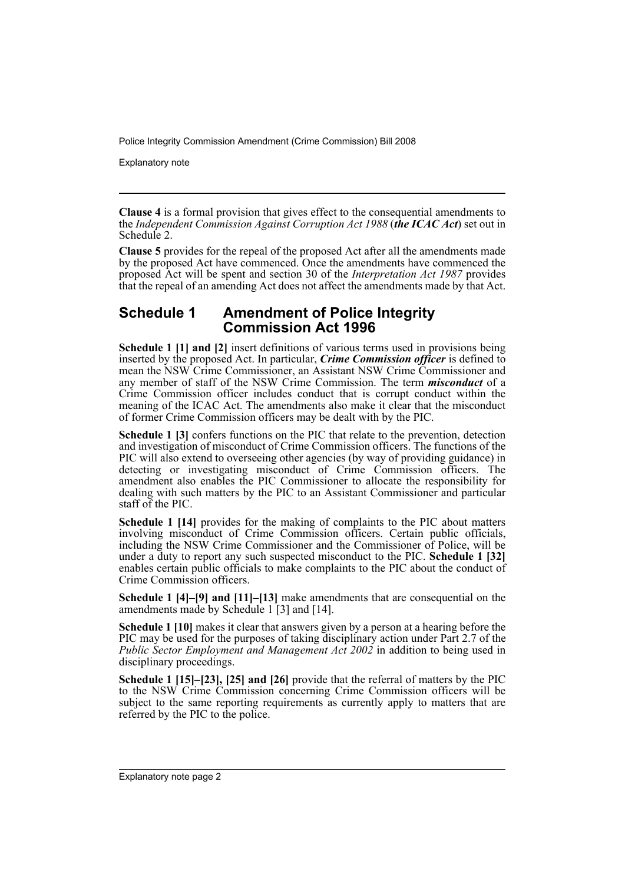**Clause 4** is a formal provision that gives effect to the consequential amendments to the *Independent Commission Against Corruption Act 1988* (***the ICAC Act***) set out in Schedule 2.

**Clause 5** provides for the repeal of the proposed Act after all the amendments made by the proposed Act have commenced. Once the amendments have commenced the proposed Act will be spent and section 30 of the *Interpretation Act 1987* provides that the repeal of an amending Act does not affect the amendments made by that Act.

## Schedule 1 Amendment of Police Integrity Commission Act 1996

**Schedule 1 [1] and [2]** insert definitions of various terms used in provisions being inserted by the proposed Act. In particular, ***Crime Commission officer*** is defined to mean the NSW Crime Commissioner, an Assistant NSW Crime Commissioner and any member of staff of the NSW Crime Commission. The term ***misconduct*** of a Crime Commission officer includes conduct that is corrupt conduct within the meaning of the ICAC Act. The amendments also make it clear that the misconduct of former Crime Commission officers may be dealt with by the PIC.

**Schedule 1 [3]** confers functions on the PIC that relate to the prevention, detection and investigation of misconduct of Crime Commission officers. The functions of the PIC will also extend to overseeing other agencies (by way of providing guidance) in detecting or investigating misconduct of Crime Commission officers. The amendment also enables the PIC Commissioner to allocate the responsibility for dealing with such matters by the PIC to an Assistant Commissioner and particular staff of the PIC.

**Schedule 1 [14]** provides for the making of complaints to the PIC about matters involving misconduct of Crime Commission officers. Certain public officials, including the NSW Crime Commissioner and the Commissioner of Police, will be under a duty to report any such suspected misconduct to the PIC. **Schedule 1 [32]** enables certain public officials to make complaints to the PIC about the conduct of Crime Commission officers.

**Schedule 1 [4]–[9] and [11]–[13]** make amendments that are consequential on the amendments made by Schedule 1 [3] and [14].

**Schedule 1 [10]** makes it clear that answers given by a person at a hearing before the PIC may be used for the purposes of taking disciplinary action under Part 2.7 of the *Public Sector Employment and Management Act 2002* in addition to being used in disciplinary proceedings.

**Schedule 1 [15]–[23], [25] and [26]** provide that the referral of matters by the PIC to the NSW Crime Commission concerning Crime Commission officers will be subject to the same reporting requirements as currently apply to matters that are referred by the PIC to the police.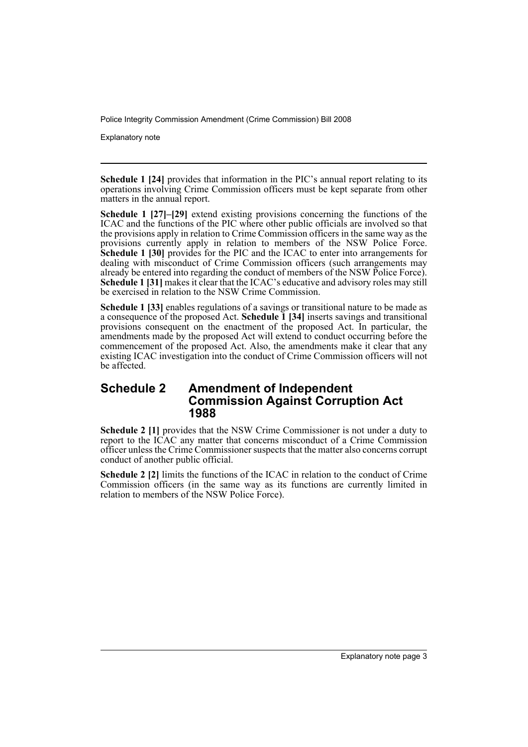**Schedule 1 [24]** provides that information in the PIC's annual report relating to its operations involving Crime Commission officers must be kept separate from other matters in the annual report.

**Schedule 1 [27]–[29]** extend existing provisions concerning the functions of the ICAC and the functions of the PIC where other public officials are involved so that the provisions apply in relation to Crime Commission officers in the same way as the provisions currently apply in relation to members of the NSW Police Force. **Schedule 1 [30]** provides for the PIC and the ICAC to enter into arrangements for dealing with misconduct of Crime Commission officers (such arrangements may already be entered into regarding the conduct of members of the NSW Police Force). **Schedule 1 [31]** makes it clear that the ICAC's educative and advisory roles may still be exercised in relation to the NSW Crime Commission.

**Schedule 1 [33]** enables regulations of a savings or transitional nature to be made as a consequence of the proposed Act. **Schedule 1 [34]** inserts savings and transitional provisions consequent on the enactment of the proposed Act. In particular, the amendments made by the proposed Act will extend to conduct occurring before the commencement of the proposed Act. Also, the amendments make it clear that any existing ICAC investigation into the conduct of Crime Commission officers will not be affected.

## Schedule 2 Amendment of Independent Commission Against Corruption Act 1988

**Schedule 2 [1]** provides that the NSW Crime Commissioner is not under a duty to report to the ICAC any matter that concerns misconduct of a Crime Commission officer unless the Crime Commissioner suspects that the matter also concerns corrupt conduct of another public official.

**Schedule 2 [2]** limits the functions of the ICAC in relation to the conduct of Crime Commission officers (in the same way as its functions are currently limited in relation to members of the NSW Police Force).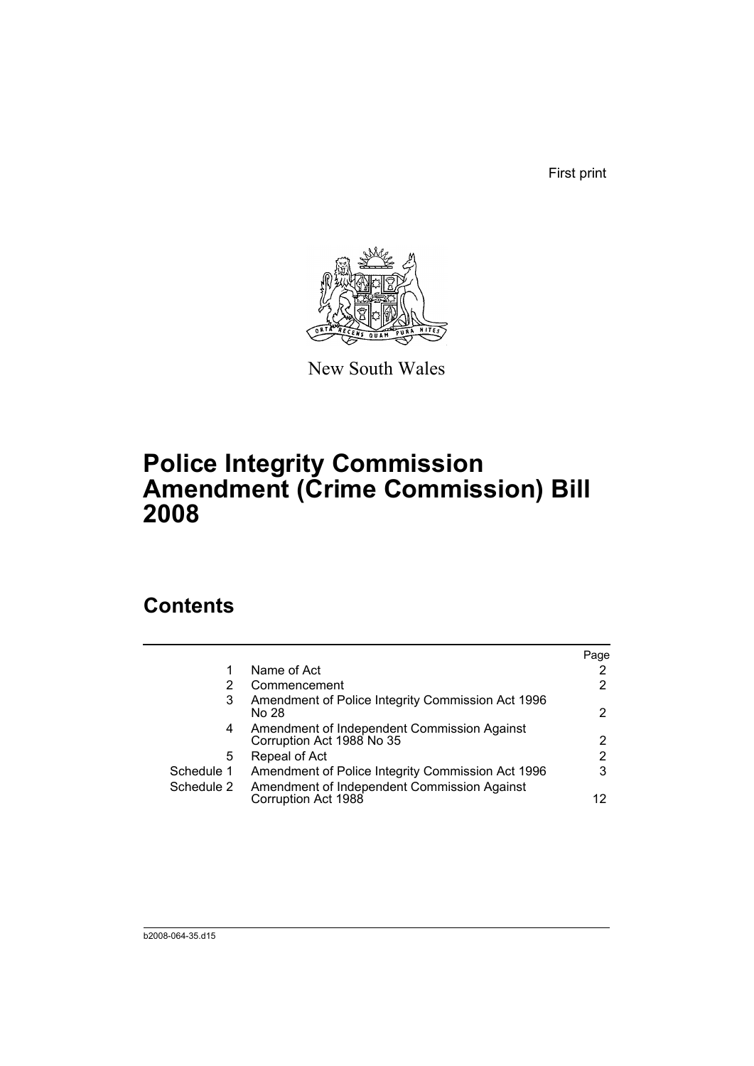First print

New South Wales

# Police Integrity Commission Amendment (Crime Commission) Bill 2008

## Contents

| | | Page |
|---|---|---|
| 1 | Name of Act | 2 |
| 2 | Commencement | 2 |
| 3 | Amendment of Police Integrity Commission Act 1996 No 28 | 2 |
| 4 | Amendment of Independent Commission Against Corruption Act 1988 No 35 | 2 |
| 5 | Repeal of Act | 2 |
| Schedule 1 | Amendment of Police Integrity Commission Act 1996 | 3 |
| Schedule 2 | Amendment of Independent Commission Against Corruption Act 1988 | 12 |

b2008-064-35.d15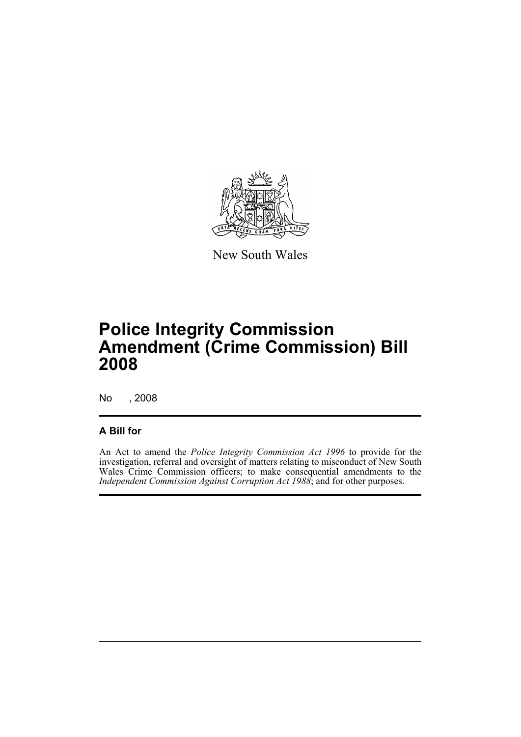New South Wales

# Police Integrity Commission Amendment (Crime Commission) Bill 2008

No , 2008

## A Bill for

An Act to amend the *Police Integrity Commission Act 1996* to provide for the investigation, referral and oversight of matters relating to misconduct of New South Wales Crime Commission officers; to make consequential amendments to the *Independent Commission Against Corruption Act 1988*; and for other purposes.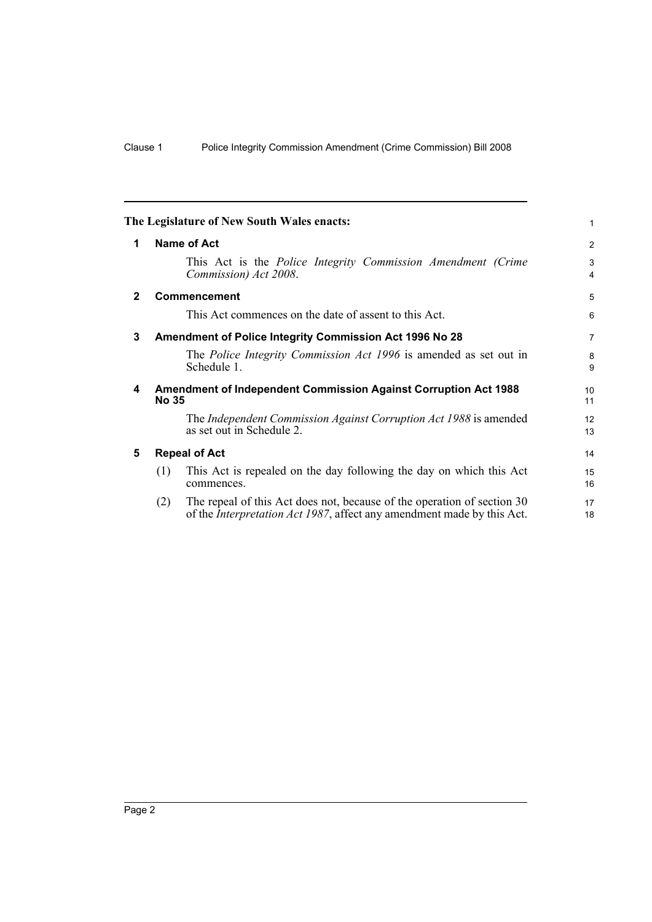**The Legislature of New South Wales enacts:**

## 1 Name of Act

This Act is the *Police Integrity Commission Amendment (Crime Commission) Act 2008*.

## 2 Commencement

This Act commences on the date of assent to this Act.

## 3 Amendment of Police Integrity Commission Act 1996 No 28

The *Police Integrity Commission Act 1996* is amended as set out in Schedule 1.

## 4 Amendment of Independent Commission Against Corruption Act 1988 No 35

The *Independent Commission Against Corruption Act 1988* is amended as set out in Schedule 2.

## 5 Repeal of Act

(1) This Act is repealed on the day following the day on which this Act commences.

(2) The repeal of this Act does not, because of the operation of section 30 of the *Interpretation Act 1987*, affect any amendment made by this Act.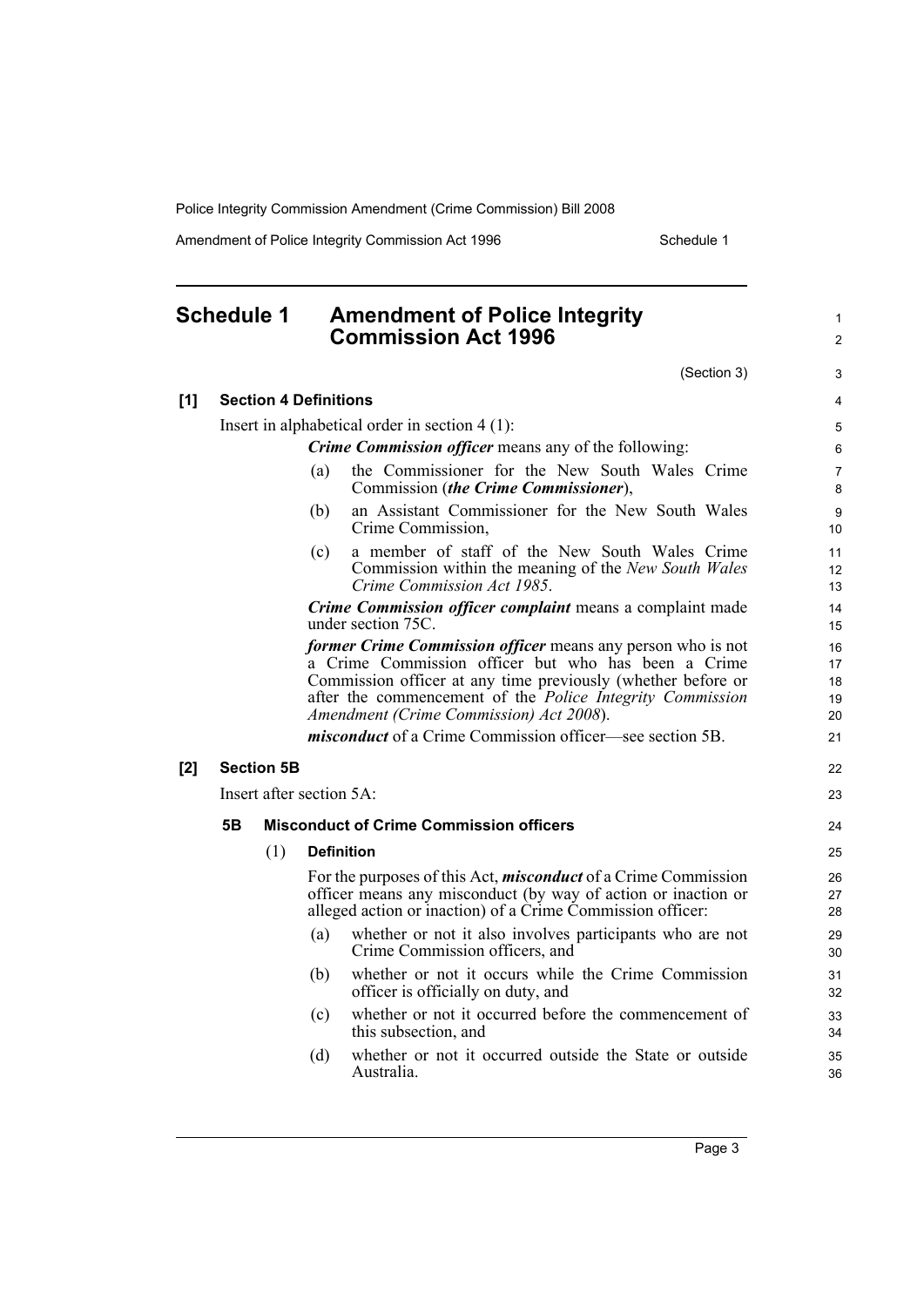## Schedule 1 Amendment of Police Integrity Commission Act 1996

(Section 3)

**[1] Section 4 Definitions**

Insert in alphabetical order in section 4 (1):

***Crime Commission officer*** means any of the following:

(a) the Commissioner for the New South Wales Crime Commission (***the Crime Commissioner***),

(b) an Assistant Commissioner for the New South Wales Crime Commission,

(c) a member of staff of the New South Wales Crime Commission within the meaning of the *New South Wales Crime Commission Act 1985*.

***Crime Commission officer complaint*** means a complaint made under section 75C.

***former Crime Commission officer*** means any person who is not a Crime Commission officer but who has been a Crime Commission officer at any time previously (whether before or after the commencement of the *Police Integrity Commission Amendment (Crime Commission) Act 2008*).

***misconduct*** of a Crime Commission officer—see section 5B.

**[2] Section 5B**

Insert after section 5A:

### 5B Misconduct of Crime Commission officers

(1) **Definition**

For the purposes of this Act, ***misconduct*** of a Crime Commission officer means any misconduct (by way of action or inaction or alleged action or inaction) of a Crime Commission officer:

(a) whether or not it also involves participants who are not Crime Commission officers, and

(b) whether or not it occurs while the Crime Commission officer is officially on duty, and

(c) whether or not it occurred before the commencement of this subsection, and

(d) whether or not it occurred outside the State or outside Australia.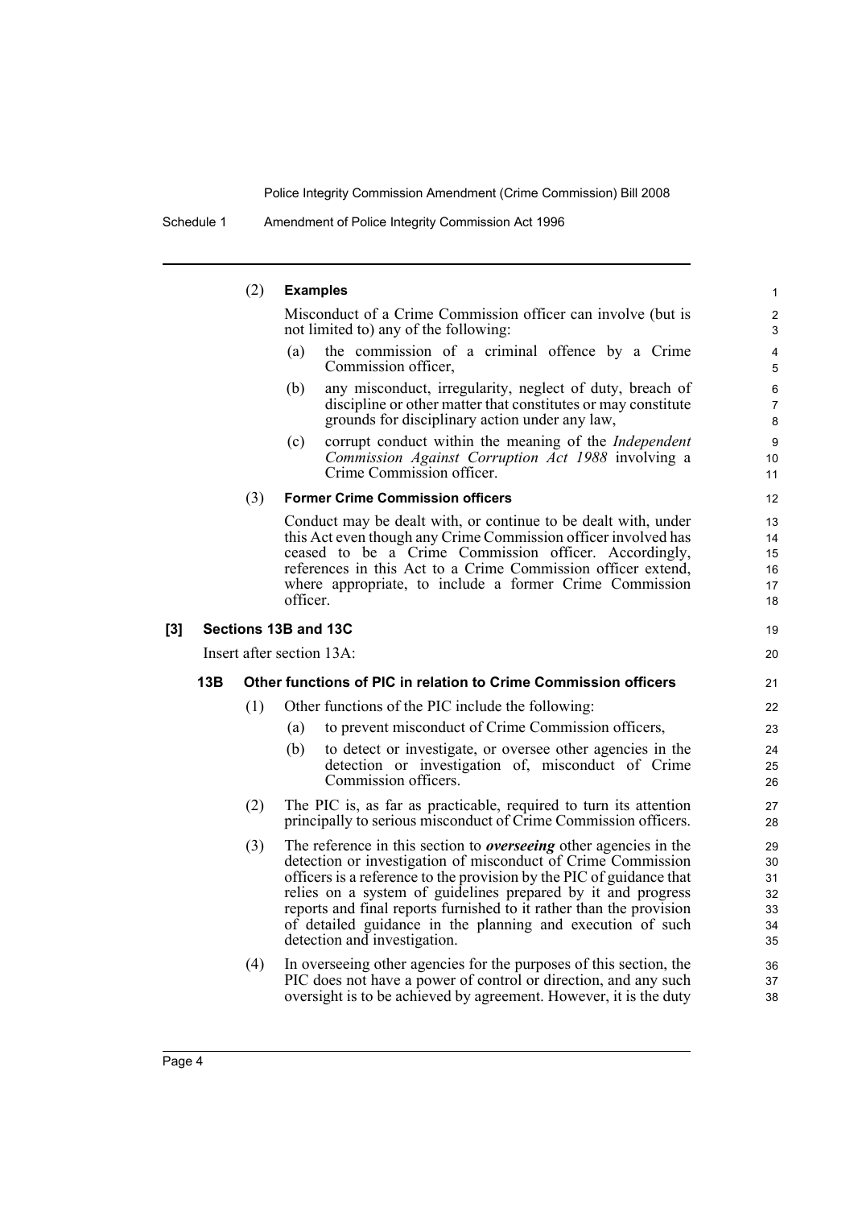(2) **Examples**

Misconduct of a Crime Commission officer can involve (but is not limited to) any of the following:

(a) the commission of a criminal offence by a Crime Commission officer,

(b) any misconduct, irregularity, neglect of duty, breach of discipline or other matter that constitutes or may constitute grounds for disciplinary action under any law,

(c) corrupt conduct within the meaning of the *Independent Commission Against Corruption Act 1988* involving a Crime Commission officer.

(3) **Former Crime Commission officers**

Conduct may be dealt with, or continue to be dealt with, under this Act even though any Crime Commission officer involved has ceased to be a Crime Commission officer. Accordingly, references in this Act to a Crime Commission officer extend, where appropriate, to include a former Crime Commission officer.

## [3] Sections 13B and 13C

Insert after section 13A:

### 13B Other functions of PIC in relation to Crime Commission officers

(1) Other functions of the PIC include the following:

(a) to prevent misconduct of Crime Commission officers,

(b) to detect or investigate, or oversee other agencies in the detection or investigation of, misconduct of Crime Commission officers.

(2) The PIC is, as far as practicable, required to turn its attention principally to serious misconduct of Crime Commission officers.

(3) The reference in this section to ***overseeing*** other agencies in the detection or investigation of misconduct of Crime Commission officers is a reference to the provision by the PIC of guidance that relies on a system of guidelines prepared by it and progress reports and final reports furnished to it rather than the provision of detailed guidance in the planning and execution of such detection and investigation.

(4) In overseeing other agencies for the purposes of this section, the PIC does not have a power of control or direction, and any such oversight is to be achieved by agreement. However, it is the duty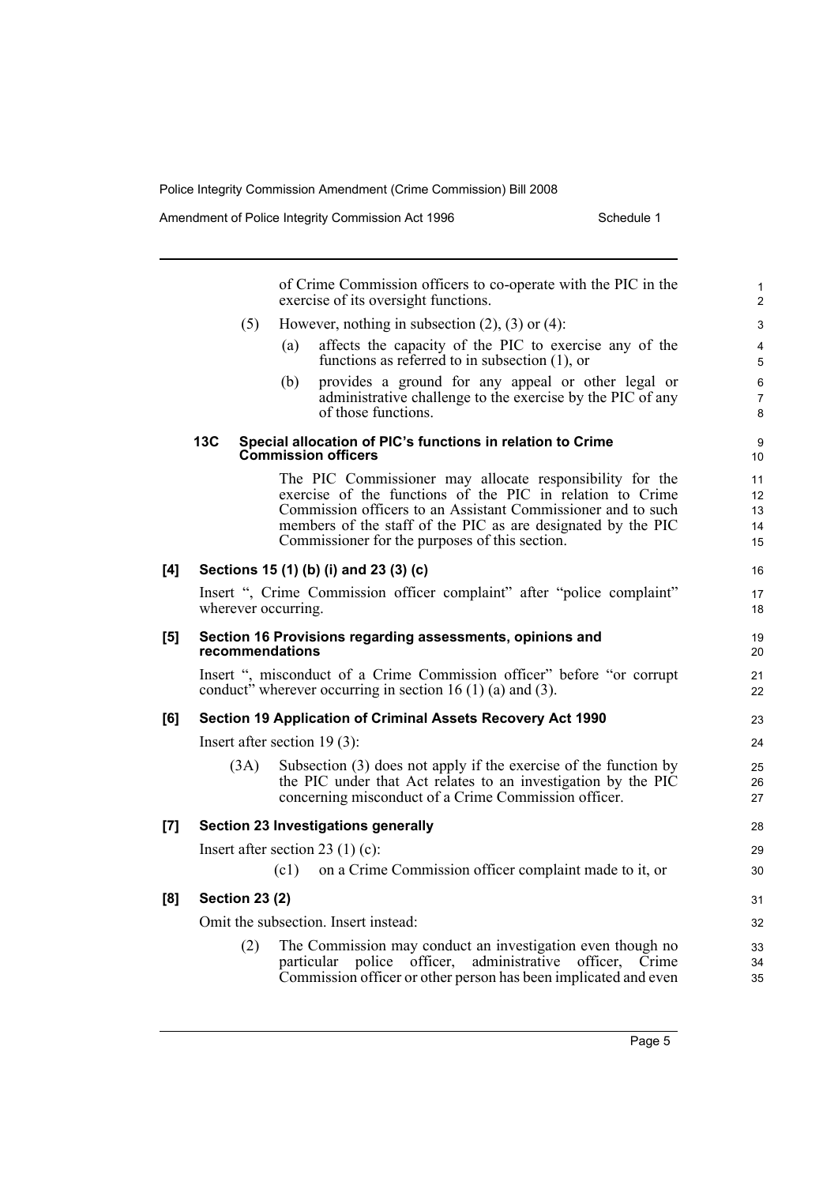of Crime Commission officers to co-operate with the PIC in the exercise of its oversight functions.

(5) However, nothing in subsection (2), (3) or (4):

(a) affects the capacity of the PIC to exercise any of the functions as referred to in subsection (1), or

(b) provides a ground for any appeal or other legal or administrative challenge to the exercise by the PIC of any of those functions.

#### 13C Special allocation of PIC's functions in relation to Crime Commission officers

The PIC Commissioner may allocate responsibility for the exercise of the functions of the PIC in relation to Crime Commission officers to an Assistant Commissioner and to such members of the staff of the PIC as are designated by the PIC Commissioner for the purposes of this section.

### [4] Sections 15 (1) (b) (i) and 23 (3) (c)

Insert ", Crime Commission officer complaint" after "police complaint" wherever occurring.

### [5] Section 16 Provisions regarding assessments, opinions and recommendations

Insert ", misconduct of a Crime Commission officer" before "or corrupt conduct" wherever occurring in section 16 (1) (a) and (3).

### [6] Section 19 Application of Criminal Assets Recovery Act 1990

Insert after section 19 (3):

(3A) Subsection (3) does not apply if the exercise of the function by the PIC under that Act relates to an investigation by the PIC concerning misconduct of a Crime Commission officer.

### [7] Section 23 Investigations generally

Insert after section 23 (1) (c):

(c1) on a Crime Commission officer complaint made to it, or

### [8] Section 23 (2)

Omit the subsection. Insert instead:

(2) The Commission may conduct an investigation even though no particular police officer, administrative officer, Crime Commission officer or other person has been implicated and even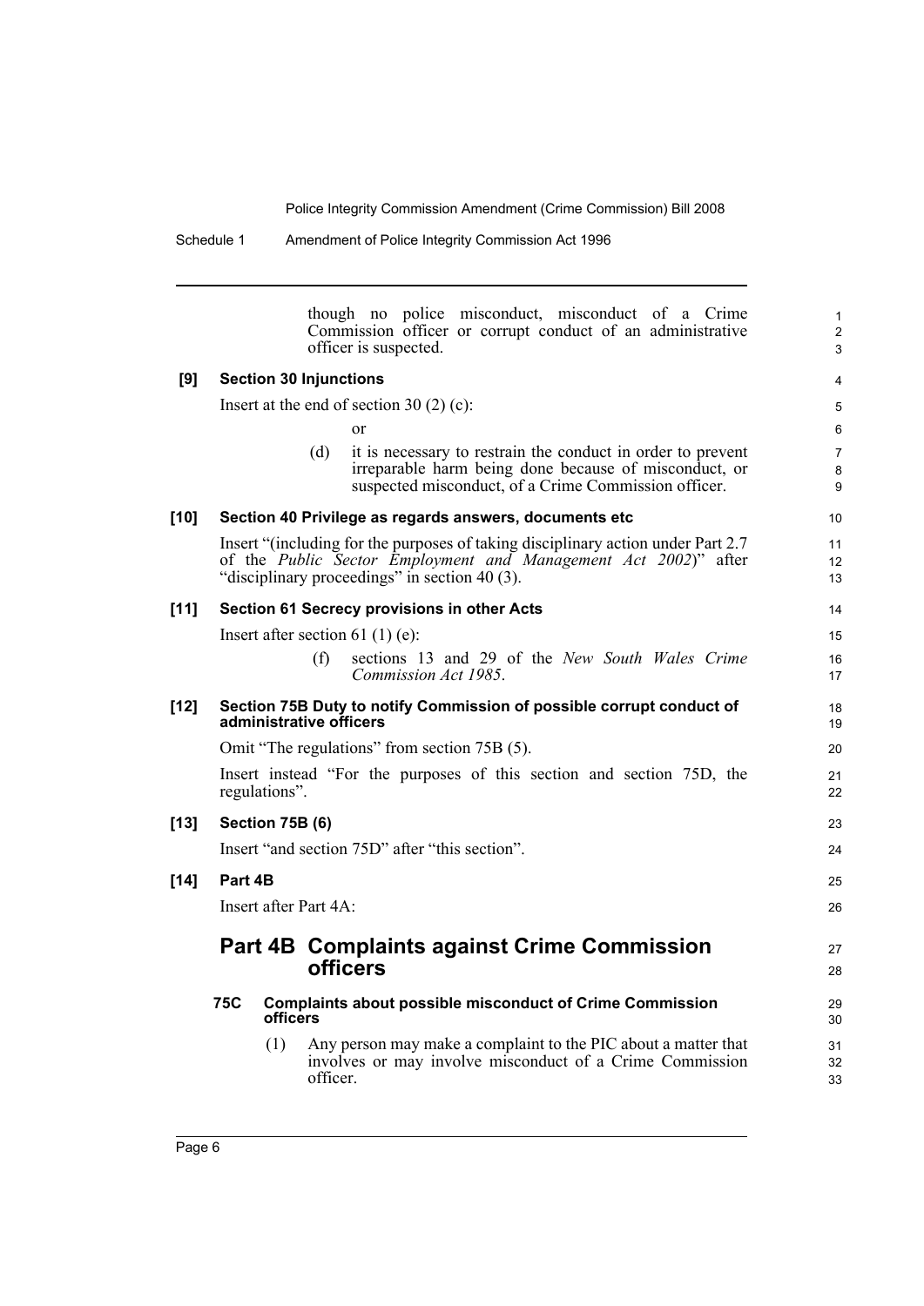though no police misconduct, misconduct of a Crime Commission officer or corrupt conduct of an administrative officer is suspected.

**[9] Section 30 Injunctions**

Insert at the end of section 30 (2) (c):

or

(d) it is necessary to restrain the conduct in order to prevent irreparable harm being done because of misconduct, or suspected misconduct, of a Crime Commission officer.

**[10] Section 40 Privilege as regards answers, documents etc**

Insert "(including for the purposes of taking disciplinary action under Part 2.7 of the *Public Sector Employment and Management Act 2002*)" after "disciplinary proceedings" in section 40 (3).

**[11] Section 61 Secrecy provisions in other Acts**

Insert after section 61 (1) (e):

(f) sections 13 and 29 of the *New South Wales Crime Commission Act 1985*.

**[12] Section 75B Duty to notify Commission of possible corrupt conduct of administrative officers**

Omit "The regulations" from section 75B (5).

Insert instead "For the purposes of this section and section 75D, the regulations".

**[13] Section 75B (6)**

Insert "and section 75D" after "this section".

**[14] Part 4B**

Insert after Part 4A:

## Part 4B Complaints against Crime Commission officers

### 75C Complaints about possible misconduct of Crime Commission officers

(1) Any person may make a complaint to the PIC about a matter that involves or may involve misconduct of a Crime Commission officer.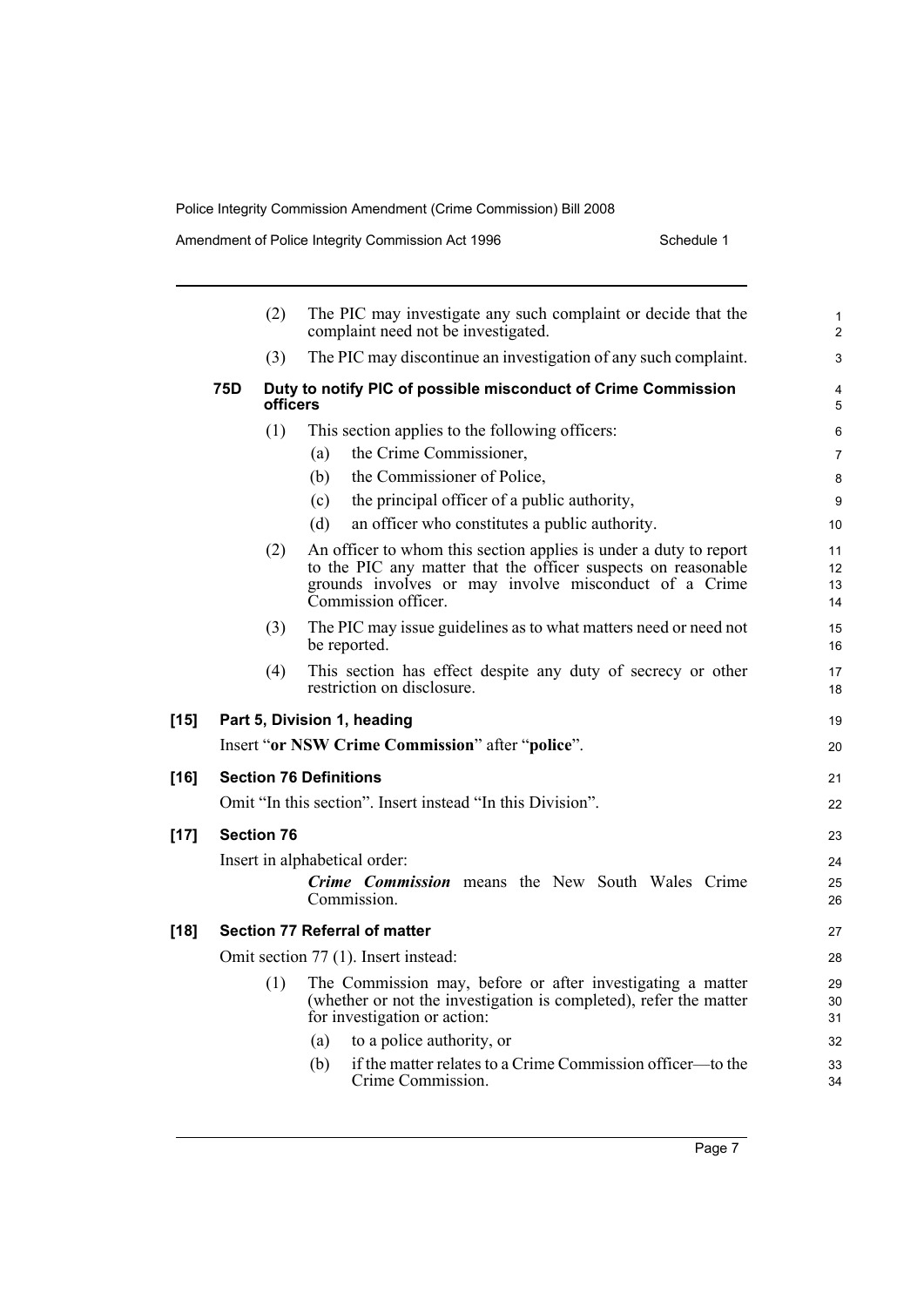(2) The PIC may investigate any such complaint or decide that the complaint need not be investigated.

(3) The PIC may discontinue an investigation of any such complaint.

**75D Duty to notify PIC of possible misconduct of Crime Commission officers**

(1) This section applies to the following officers:

(a) the Crime Commissioner,

(b) the Commissioner of Police,

(c) the principal officer of a public authority,

(d) an officer who constitutes a public authority.

(2) An officer to whom this section applies is under a duty to report to the PIC any matter that the officer suspects on reasonable grounds involves or may involve misconduct of a Crime Commission officer.

(3) The PIC may issue guidelines as to what matters need or need not be reported.

(4) This section has effect despite any duty of secrecy or other restriction on disclosure.

**[15] Part 5, Division 1, heading**

Insert "**or NSW Crime Commission**" after "**police**".

**[16] Section 76 Definitions**

Omit "In this section". Insert instead "In this Division".

**[17] Section 76**

Insert in alphabetical order:

***Crime Commission*** means the New South Wales Crime Commission.

**[18] Section 77 Referral of matter**

Omit section 77 (1). Insert instead:

(1) The Commission may, before or after investigating a matter (whether or not the investigation is completed), refer the matter for investigation or action:

(a) to a police authority, or

(b) if the matter relates to a Crime Commission officer—to the Crime Commission.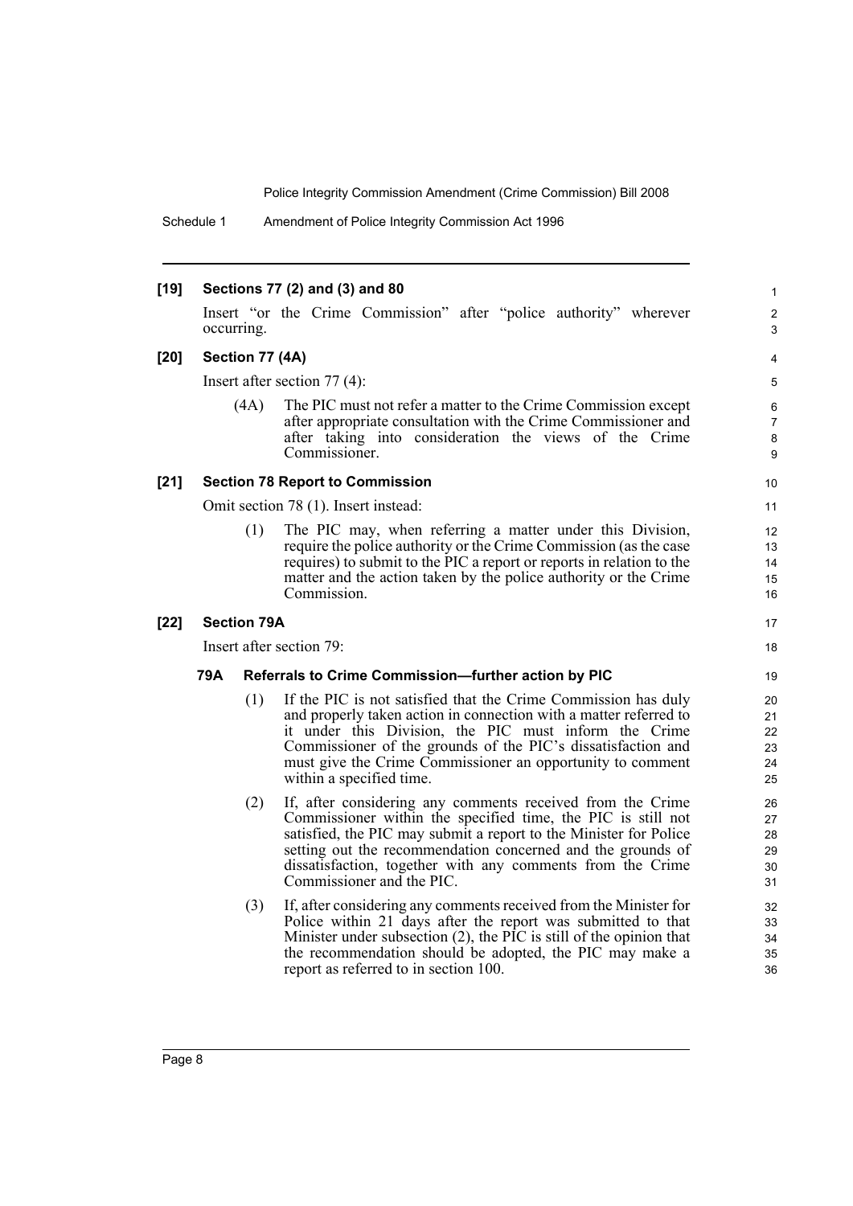**[19] Sections 77 (2) and (3) and 80**

Insert "or the Crime Commission" after "police authority" wherever occurring.

**[20] Section 77 (4A)**

Insert after section 77 (4):

(4A) The PIC must not refer a matter to the Crime Commission except after appropriate consultation with the Crime Commissioner and after taking into consideration the views of the Crime Commissioner.

**[21] Section 78 Report to Commission**

Omit section 78 (1). Insert instead:

(1) The PIC may, when referring a matter under this Division, require the police authority or the Crime Commission (as the case requires) to submit to the PIC a report or reports in relation to the matter and the action taken by the police authority or the Crime Commission.

**[22] Section 79A**

Insert after section 79:

**79A Referrals to Crime Commission—further action by PIC**

(1) If the PIC is not satisfied that the Crime Commission has duly and properly taken action in connection with a matter referred to it under this Division, the PIC must inform the Crime Commissioner of the grounds of the PIC's dissatisfaction and must give the Crime Commissioner an opportunity to comment within a specified time.

(2) If, after considering any comments received from the Crime Commissioner within the specified time, the PIC is still not satisfied, the PIC may submit a report to the Minister for Police setting out the recommendation concerned and the grounds of dissatisfaction, together with any comments from the Crime Commissioner and the PIC.

(3) If, after considering any comments received from the Minister for Police within 21 days after the report was submitted to that Minister under subsection (2), the PIC is still of the opinion that the recommendation should be adopted, the PIC may make a report as referred to in section 100.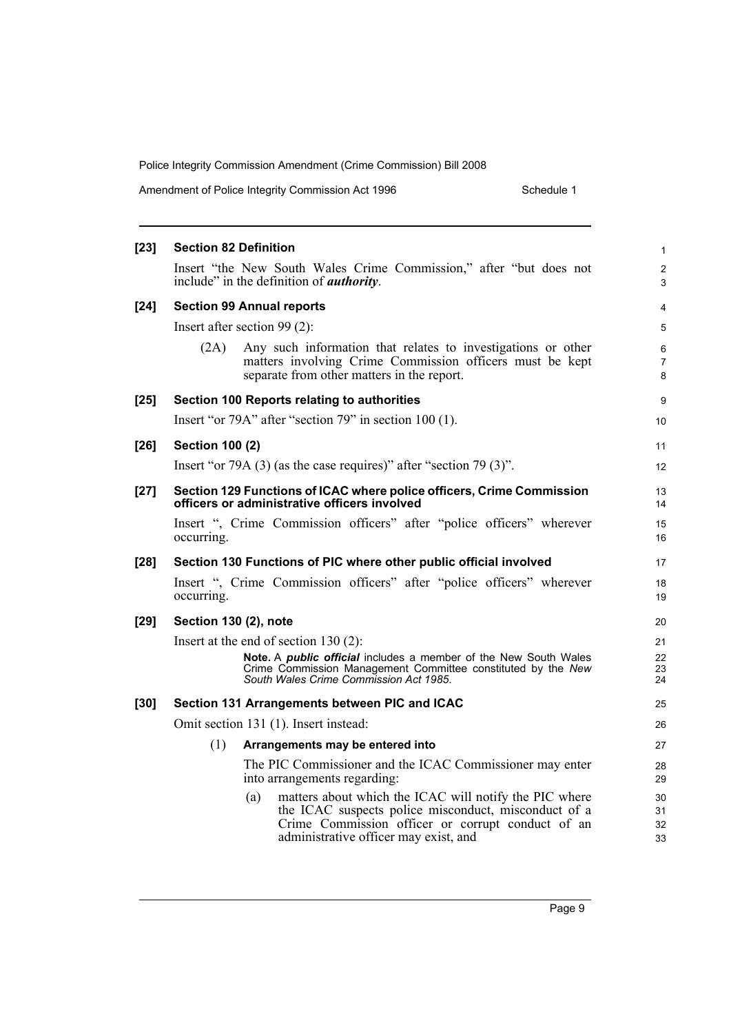**[23] Section 82 Definition**

Insert "the New South Wales Crime Commission," after "but does not include" in the definition of ***authority***.

**[24] Section 99 Annual reports**

Insert after section 99 (2):

(2A) Any such information that relates to investigations or other matters involving Crime Commission officers must be kept separate from other matters in the report.

**[25] Section 100 Reports relating to authorities**

Insert "or 79A" after "section 79" in section 100 (1).

**[26] Section 100 (2)**

Insert "or 79A (3) (as the case requires)" after "section 79 (3)".

**[27] Section 129 Functions of ICAC where police officers, Crime Commission officers or administrative officers involved**

Insert ", Crime Commission officers" after "police officers" wherever occurring.

**[28] Section 130 Functions of PIC where other public official involved**

Insert ", Crime Commission officers" after "police officers" wherever occurring.

**[29] Section 130 (2), note**

Insert at the end of section 130 (2):

**Note.** A ***public official*** includes a member of the New South Wales Crime Commission Management Committee constituted by the *New South Wales Crime Commission Act 1985*.

**[30] Section 131 Arrangements between PIC and ICAC**

Omit section 131 (1). Insert instead:

(1) **Arrangements may be entered into**

The PIC Commissioner and the ICAC Commissioner may enter into arrangements regarding:

(a) matters about which the ICAC will notify the PIC where the ICAC suspects police misconduct, misconduct of a Crime Commission officer or corrupt conduct of an administrative officer may exist, and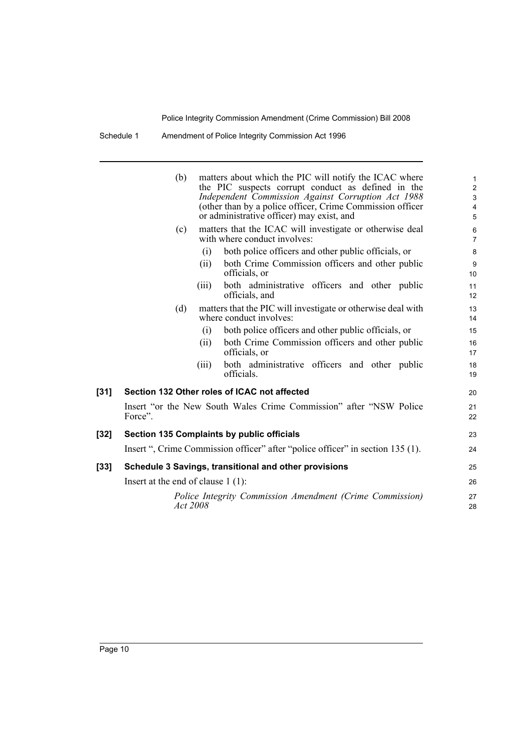(b) matters about which the PIC will notify the ICAC where the PIC suspects corrupt conduct as defined in the *Independent Commission Against Corruption Act 1988* (other than by a police officer, Crime Commission officer or administrative officer) may exist, and

(c) matters that the ICAC will investigate or otherwise deal with where conduct involves:

   (i) both police officers and other public officials, or

   (ii) both Crime Commission officers and other public officials, or

   (iii) both administrative officers and other public officials, and

(d) matters that the PIC will investigate or otherwise deal with where conduct involves:

   (i) both police officers and other public officials, or

   (ii) both Crime Commission officers and other public officials, or

   (iii) both administrative officers and other public officials.

**[31] Section 132 Other roles of ICAC not affected**

Insert "or the New South Wales Crime Commission" after "NSW Police Force".

**[32] Section 135 Complaints by public officials**

Insert ", Crime Commission officer" after "police officer" in section 135 (1).

**[33] Schedule 3 Savings, transitional and other provisions**

Insert at the end of clause 1 (1):

*Police Integrity Commission Amendment (Crime Commission) Act 2008*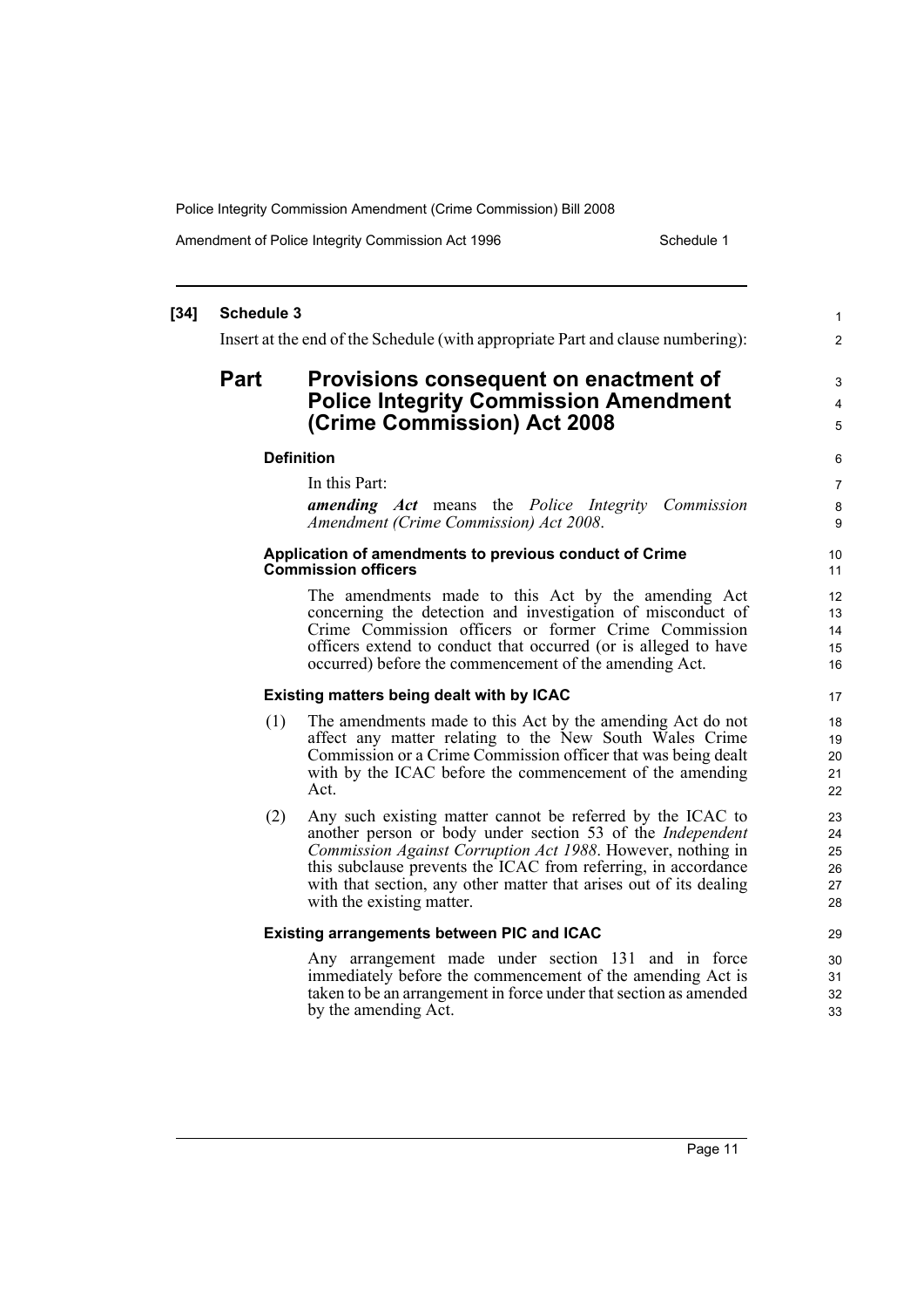**[34] Schedule 3**

Insert at the end of the Schedule (with appropriate Part and clause numbering):

## Part Provisions consequent on enactment of Police Integrity Commission Amendment (Crime Commission) Act 2008

### Definition

In this Part:

***amending Act*** means the *Police Integrity Commission Amendment (Crime Commission) Act 2008*.

### Application of amendments to previous conduct of Crime Commission officers

The amendments made to this Act by the amending Act concerning the detection and investigation of misconduct of Crime Commission officers or former Crime Commission officers extend to conduct that occurred (or is alleged to have occurred) before the commencement of the amending Act.

### Existing matters being dealt with by ICAC

(1) The amendments made to this Act by the amending Act do not affect any matter relating to the New South Wales Crime Commission or a Crime Commission officer that was being dealt with by the ICAC before the commencement of the amending Act.

(2) Any such existing matter cannot be referred by the ICAC to another person or body under section 53 of the *Independent Commission Against Corruption Act 1988*. However, nothing in this subclause prevents the ICAC from referring, in accordance with that section, any other matter that arises out of its dealing with the existing matter.

### Existing arrangements between PIC and ICAC

Any arrangement made under section 131 and in force immediately before the commencement of the amending Act is taken to be an arrangement in force under that section as amended by the amending Act.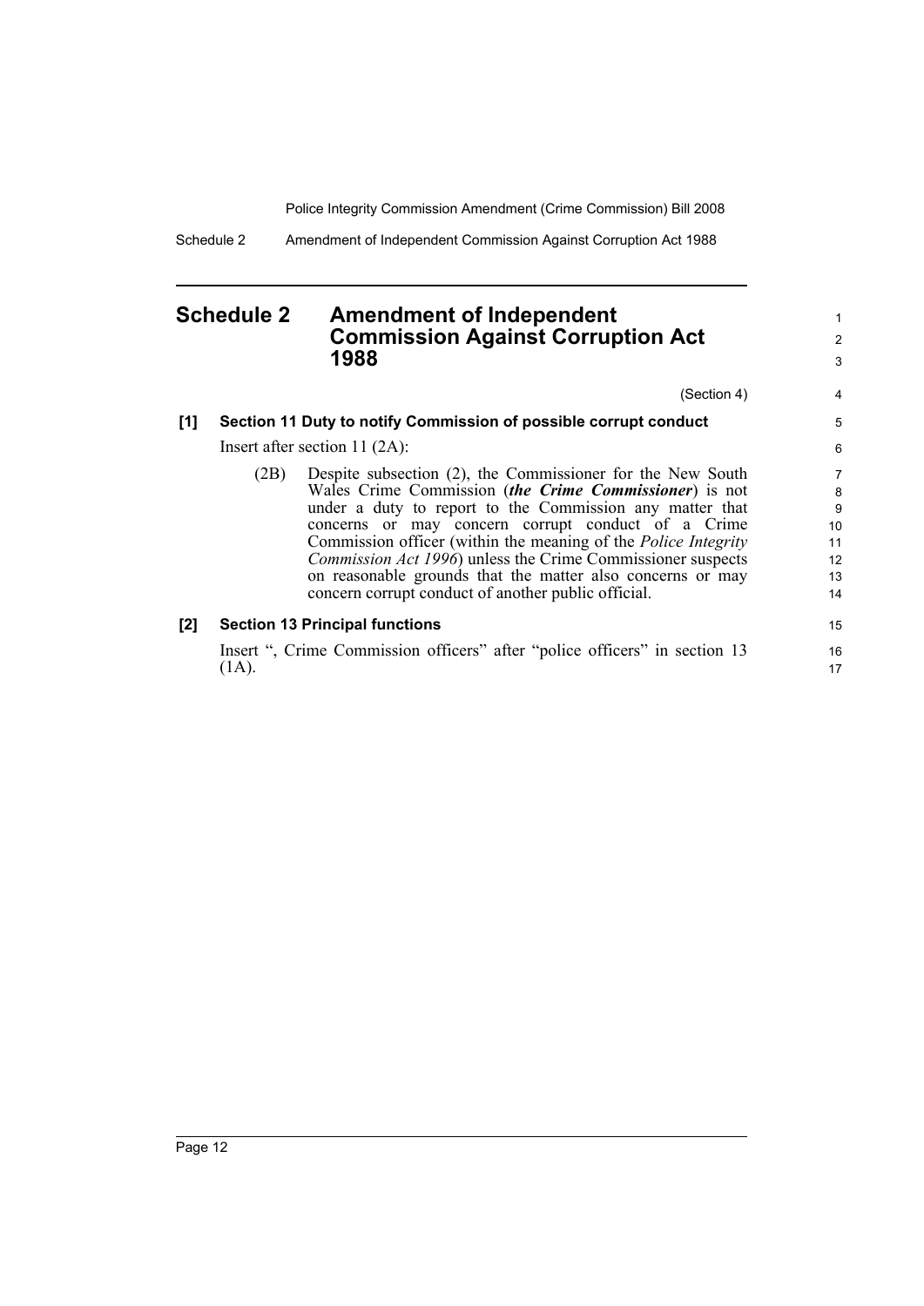## Schedule 2 Amendment of Independent Commission Against Corruption Act 1988

(Section 4)

**[1] Section 11 Duty to notify Commission of possible corrupt conduct**

Insert after section 11 (2A):

(2B) Despite subsection (2), the Commissioner for the New South Wales Crime Commission (***the Crime Commissioner***) is not under a duty to report to the Commission any matter that concerns or may concern corrupt conduct of a Crime Commission officer (within the meaning of the *Police Integrity Commission Act 1996*) unless the Crime Commissioner suspects on reasonable grounds that the matter also concerns or may concern corrupt conduct of another public official.

**[2] Section 13 Principal functions**

Insert ", Crime Commission officers" after "police officers" in section 13 (1A).